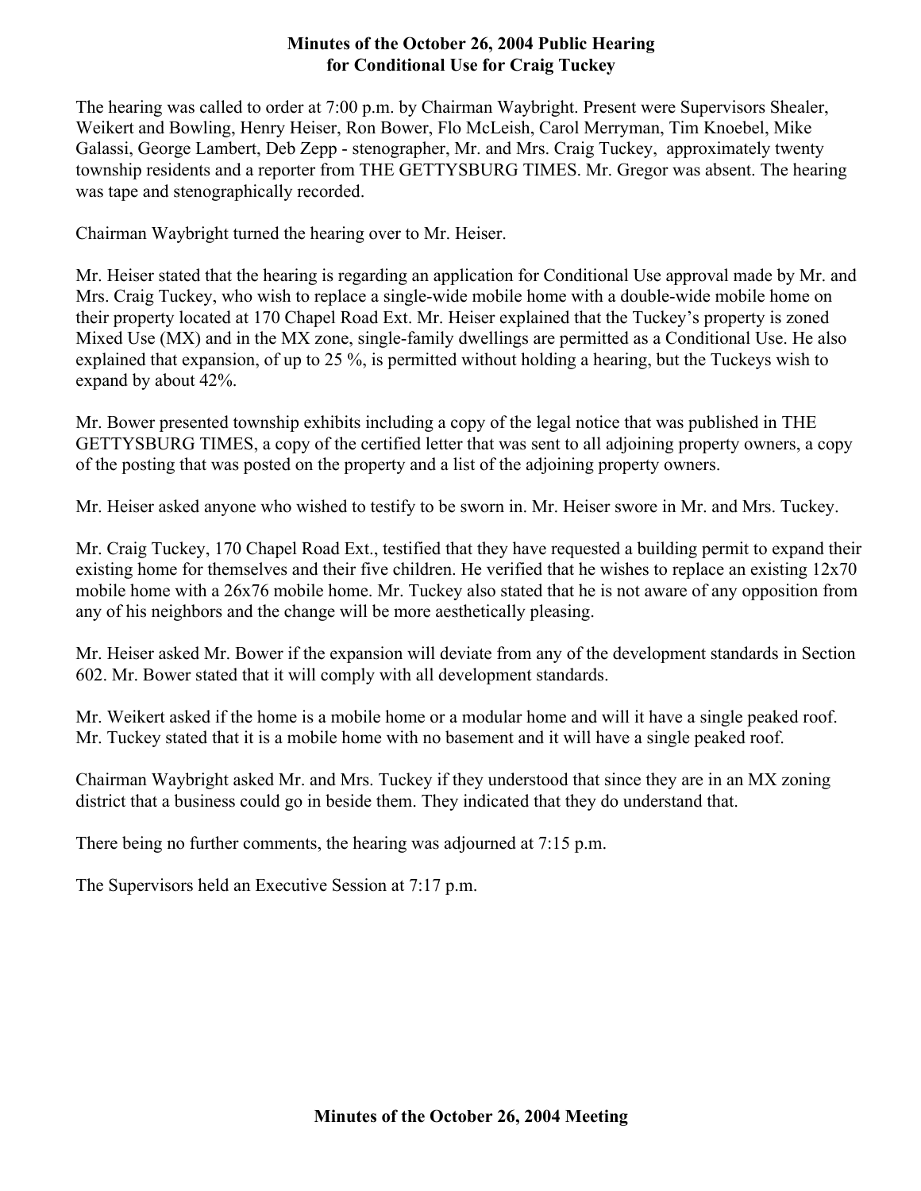**Minutes of the October 26, 2004 Public Hearing for Conditional Use for Craig Tuckey**

The hearing was called to order at 7:00 p.m. by Chairman Waybright. Present were Supervisors Shealer, Weikert and Bowling, Henry Heiser, Ron Bower, Flo McLeish, Carol Merryman, Tim Knoebel, Mike Galassi, George Lambert, Deb Zepp - stenographer, Mr. and Mrs. Craig Tuckey, approximately twenty township residents and a reporter from THE GETTYSBURG TIMES. Mr. Gregor was absent. The hearing was tape and stenographically recorded.

Chairman Waybright turned the hearing over to Mr. Heiser.

Mr. Heiser stated that the hearing is regarding an application for Conditional Use approval made by Mr. and Mrs. Craig Tuckey, who wish to replace a single-wide mobile home with a double-wide mobile home on their property located at 170 Chapel Road Ext. Mr. Heiser explained that the Tuckey's property is zoned Mixed Use (MX) and in the MX zone, single-family dwellings are permitted as a Conditional Use. He also explained that expansion, of up to 25 %, is permitted without holding a hearing, but the Tuckeys wish to expand by about 42%.

Mr. Bower presented township exhibits including a copy of the legal notice that was published in THE GETTYSBURG TIMES, a copy of the certified letter that was sent to all adjoining property owners, a copy of the posting that was posted on the property and a list of the adjoining property owners.

Mr. Heiser asked anyone who wished to testify to be sworn in. Mr. Heiser swore in Mr. and Mrs. Tuckey.

Mr. Craig Tuckey, 170 Chapel Road Ext., testified that they have requested a building permit to expand their existing home for themselves and their five children. He verified that he wishes to replace an existing 12x70 mobile home with a 26x76 mobile home. Mr. Tuckey also stated that he is not aware of any opposition from any of his neighbors and the change will be more aesthetically pleasing.

Mr. Heiser asked Mr. Bower if the expansion will deviate from any of the development standards in Section 602. Mr. Bower stated that it will comply with all development standards.

Mr. Weikert asked if the home is a mobile home or a modular home and will it have a single peaked roof. Mr. Tuckey stated that it is a mobile home with no basement and it will have a single peaked roof.

Chairman Waybright asked Mr. and Mrs. Tuckey if they understood that since they are in an MX zoning district that a business could go in beside them. They indicated that they do understand that.

There being no further comments, the hearing was adjourned at 7:15 p.m.

The Supervisors held an Executive Session at 7:17 p.m.

**Minutes of the October 26, 2004 Meeting**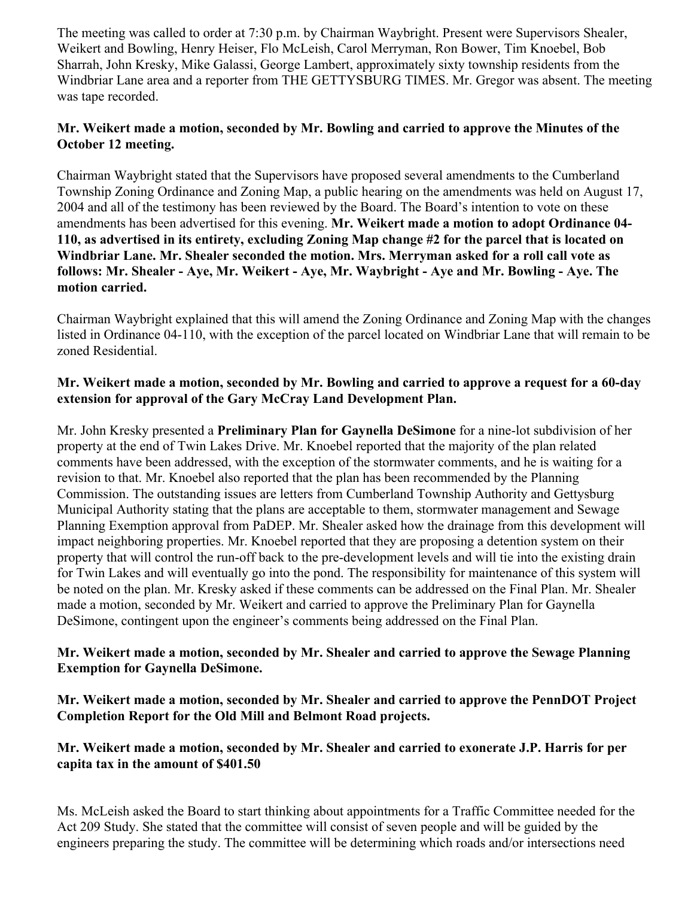The meeting was called to order at 7:30 p.m. by Chairman Waybright. Present were Supervisors Shealer, Weikert and Bowling, Henry Heiser, Flo McLeish, Carol Merryman, Ron Bower, Tim Knoebel, Bob Sharrah, John Kresky, Mike Galassi, George Lambert, approximately sixty township residents from the Windbriar Lane area and a reporter from THE GETTYSBURG TIMES. Mr. Gregor was absent. The meeting was tape recorded.

**Mr. Weikert made a motion, seconded by Mr. Bowling and carried to approve the Minutes of the October 12 meeting.**

Chairman Waybright stated that the Supervisors have proposed several amendments to the Cumberland Township Zoning Ordinance and Zoning Map, a public hearing on the amendments was held on August 17, 2004 and all of the testimony has been reviewed by the Board. The Board's intention to vote on these amendments has been advertised for this evening. **Mr. Weikert made a motion to adopt Ordinance 04-110, as advertised in its entirety, excluding Zoning Map change #2 for the parcel that is located on Windbriar Lane. Mr. Shealer seconded the motion. Mrs. Merryman asked for a roll call vote as follows: Mr. Shealer - Aye, Mr. Weikert - Aye, Mr. Waybright - Aye and Mr. Bowling - Aye. The motion carried.**

Chairman Waybright explained that this will amend the Zoning Ordinance and Zoning Map with the changes listed in Ordinance 04-110, with the exception of the parcel located on Windbriar Lane that will remain to be zoned Residential.

**Mr. Weikert made a motion, seconded by Mr. Bowling and carried to approve a request for a 60-day extension for approval of the Gary McCray Land Development Plan.**

Mr. John Kresky presented a **Preliminary Plan for Gaynella DeSimone** for a nine-lot subdivision of her property at the end of Twin Lakes Drive. Mr. Knoebel reported that the majority of the plan related comments have been addressed, with the exception of the stormwater comments, and he is waiting for a revision to that. Mr. Knoebel also reported that the plan has been recommended by the Planning Commission. The outstanding issues are letters from Cumberland Township Authority and Gettysburg Municipal Authority stating that the plans are acceptable to them, stormwater management and Sewage Planning Exemption approval from PaDEP. Mr. Shealer asked how the drainage from this development will impact neighboring properties. Mr. Knoebel reported that they are proposing a detention system on their property that will control the run-off back to the pre-development levels and will tie into the existing drain for Twin Lakes and will eventually go into the pond. The responsibility for maintenance of this system will be noted on the plan. Mr. Kresky asked if these comments can be addressed on the Final Plan. Mr. Shealer made a motion, seconded by Mr. Weikert and carried to approve the Preliminary Plan for Gaynella DeSimone, contingent upon the engineer's comments being addressed on the Final Plan.

**Mr. Weikert made a motion, seconded by Mr. Shealer and carried to approve the Sewage Planning Exemption for Gaynella DeSimone.**

**Mr. Weikert made a motion, seconded by Mr. Shealer and carried to approve the PennDOT Project Completion Report for the Old Mill and Belmont Road projects.**

**Mr. Weikert made a motion, seconded by Mr. Shealer and carried to exonerate J.P. Harris for per capita tax in the amount of $401.50**

Ms. McLeish asked the Board to start thinking about appointments for a Traffic Committee needed for the Act 209 Study. She stated that the committee will consist of seven people and will be guided by the engineers preparing the study. The committee will be determining which roads and/or intersections need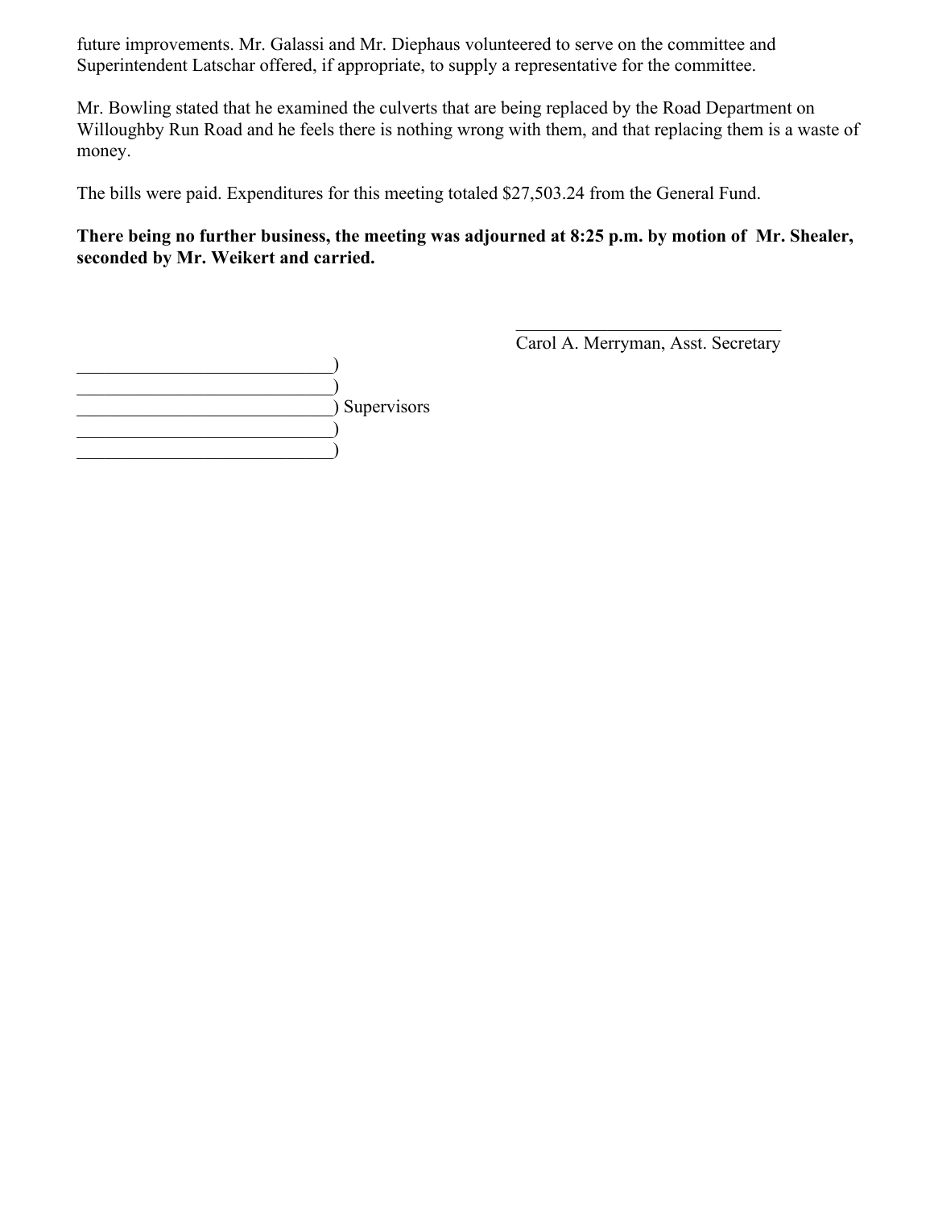future improvements. Mr. Galassi and Mr. Diephaus volunteered to serve on the committee and Superintendent Latschar offered, if appropriate, to supply a representative for the committee.

Mr. Bowling stated that he examined the culverts that are being replaced by the Road Department on Willoughby Run Road and he feels there is nothing wrong with them, and that replacing them is a waste of money.

The bills were paid. Expenditures for this meeting totaled $27,503.24 from the General Fund.

**There being no further business, the meeting was adjourned at 8:25 p.m. by motion of Mr. Shealer, seconded by Mr. Weikert and carried.**

______________________________
Carol A. Merryman, Asst. Secretary

______________________________)
______________________________)
______________________________) Supervisors
______________________________)
______________________________)